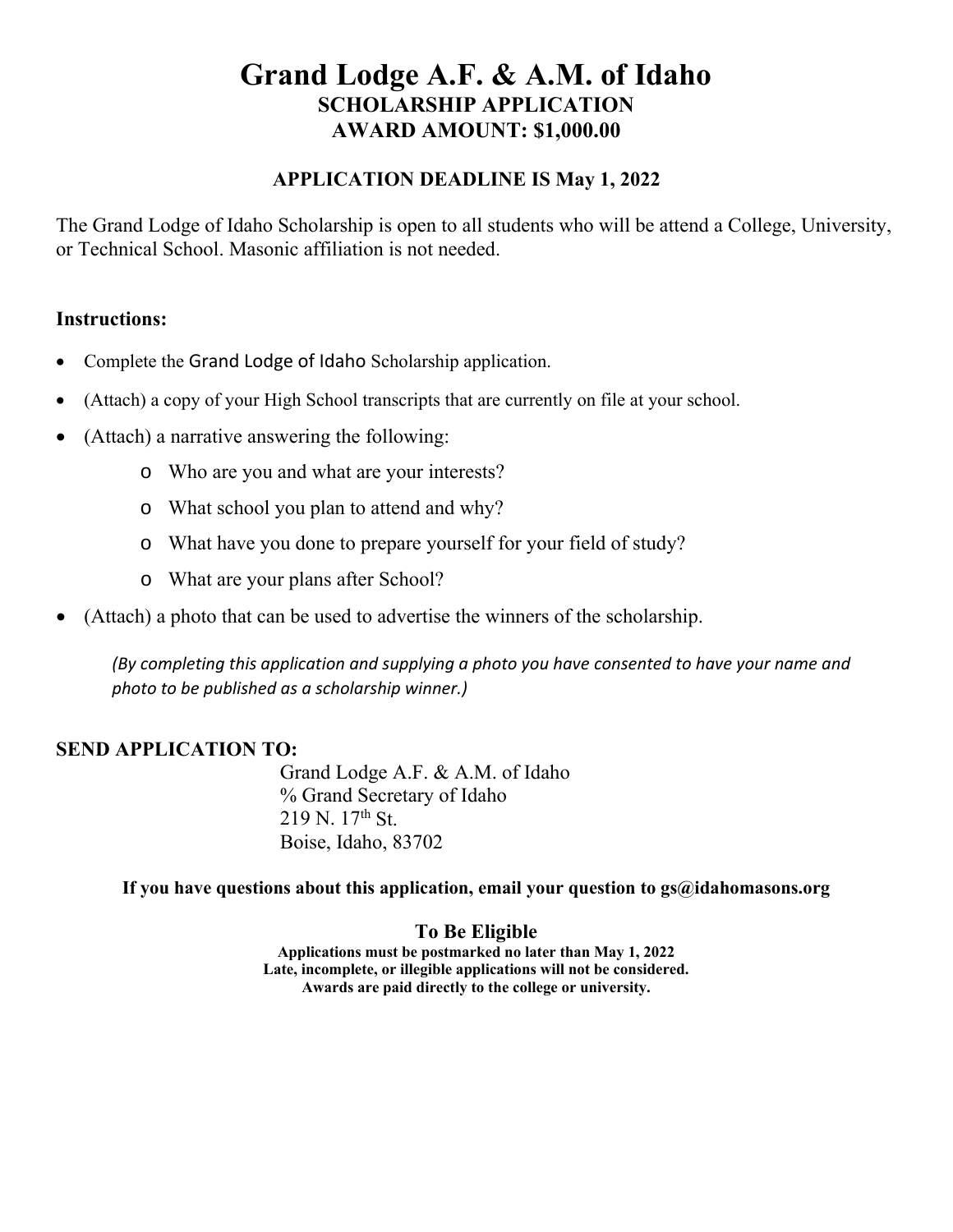# Grand Lodge A.F. & A.M. of Idaho

## SCHOLARSHIP APPLICATION
## AWARD AMOUNT: $1,000.00

### APPLICATION DEADLINE IS May 1, 2022

The Grand Lodge of Idaho Scholarship is open to all students who will be attend a College, University, or Technical School. Masonic affiliation is not needed.

**Instructions:**

- Complete the Grand Lodge of Idaho Scholarship application.
- (Attach) a copy of your High School transcripts that are currently on file at your school.
- (Attach) a narrative answering the following:
  - Who are you and what are your interests?
  - What school you plan to attend and why?
  - What have you done to prepare yourself for your field of study?
  - What are your plans after School?
- (Attach) a photo that can be used to advertise the winners of the scholarship.

  *(By completing this application and supplying a photo you have consented to have your name and photo to be published as a scholarship winner.)*

**SEND APPLICATION TO:**

Grand Lodge A.F. & A.M. of Idaho
% Grand Secretary of Idaho
219 N. 17th St.
Boise, Idaho, 83702

**If you have questions about this application, email your question to gs@idahomasons.org**

**To Be Eligible**

**Applications must be postmarked no later than May 1, 2022**
**Late, incomplete, or illegible applications will not be considered.**
**Awards are paid directly to the college or university.**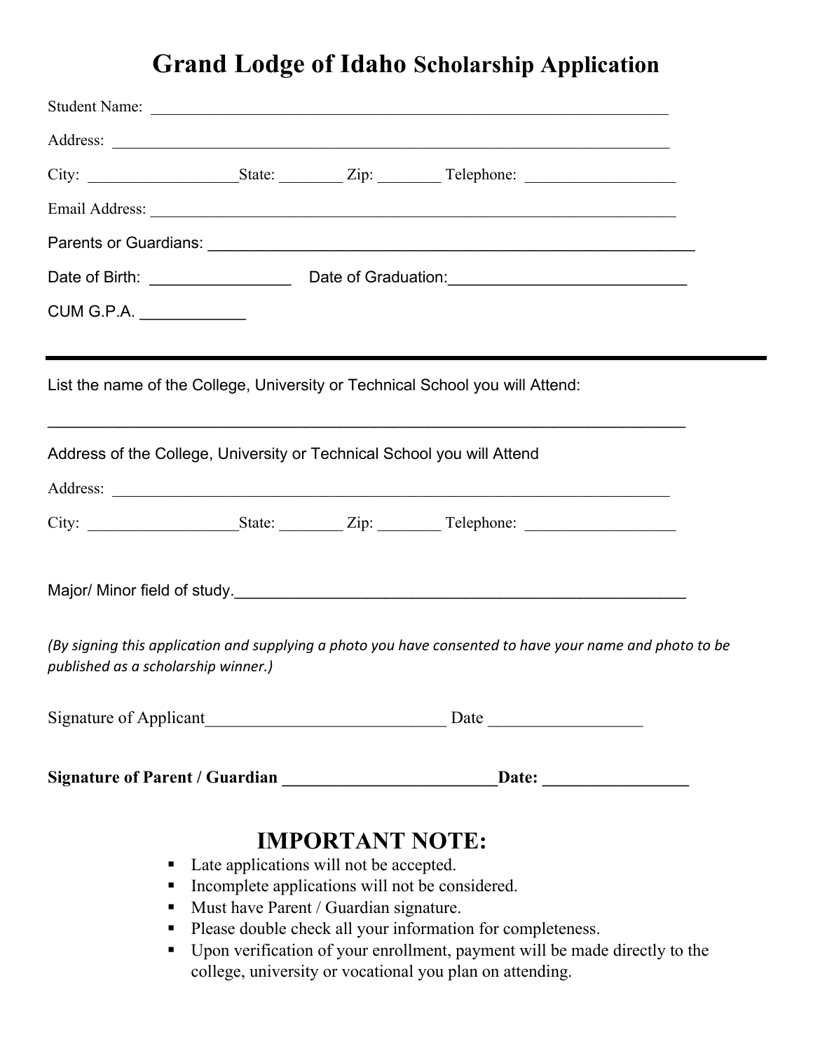# Grand Lodge of Idaho Scholarship Application

Student Name: ___________________________________________________________________

Address: _______________________________________________________________________

City: ___________________State: ________ Zip: ________ Telephone: ___________________

Email Address: ___________________________________________________________________

Parents or Guardians: ______________________________________________________

Date of Birth: ________________ Date of Graduation:___________________________

CUM G.P.A. ____________

---

List the name of the College, University or Technical School you will Attend:

________________________________________________________________________

Address of the College, University or Technical School you will Attend

Address: _______________________________________________________________________

City: ___________________State: ________ Zip: ________ Telephone: ___________________

Major/ Minor field of study.___________________________________________________

*(By signing this application and supplying a photo you have consented to have your name and photo to be published as a scholarship winner.)*

Signature of Applicant____________________________ Date __________________

**Signature of Parent / Guardian _________________________Date: _________________**

## IMPORTANT NOTE:

- Late applications will not be accepted.
- Incomplete applications will not be considered.
- Must have Parent / Guardian signature.
- Please double check all your information for completeness.
- Upon verification of your enrollment, payment will be made directly to the college, university or vocational you plan on attending.